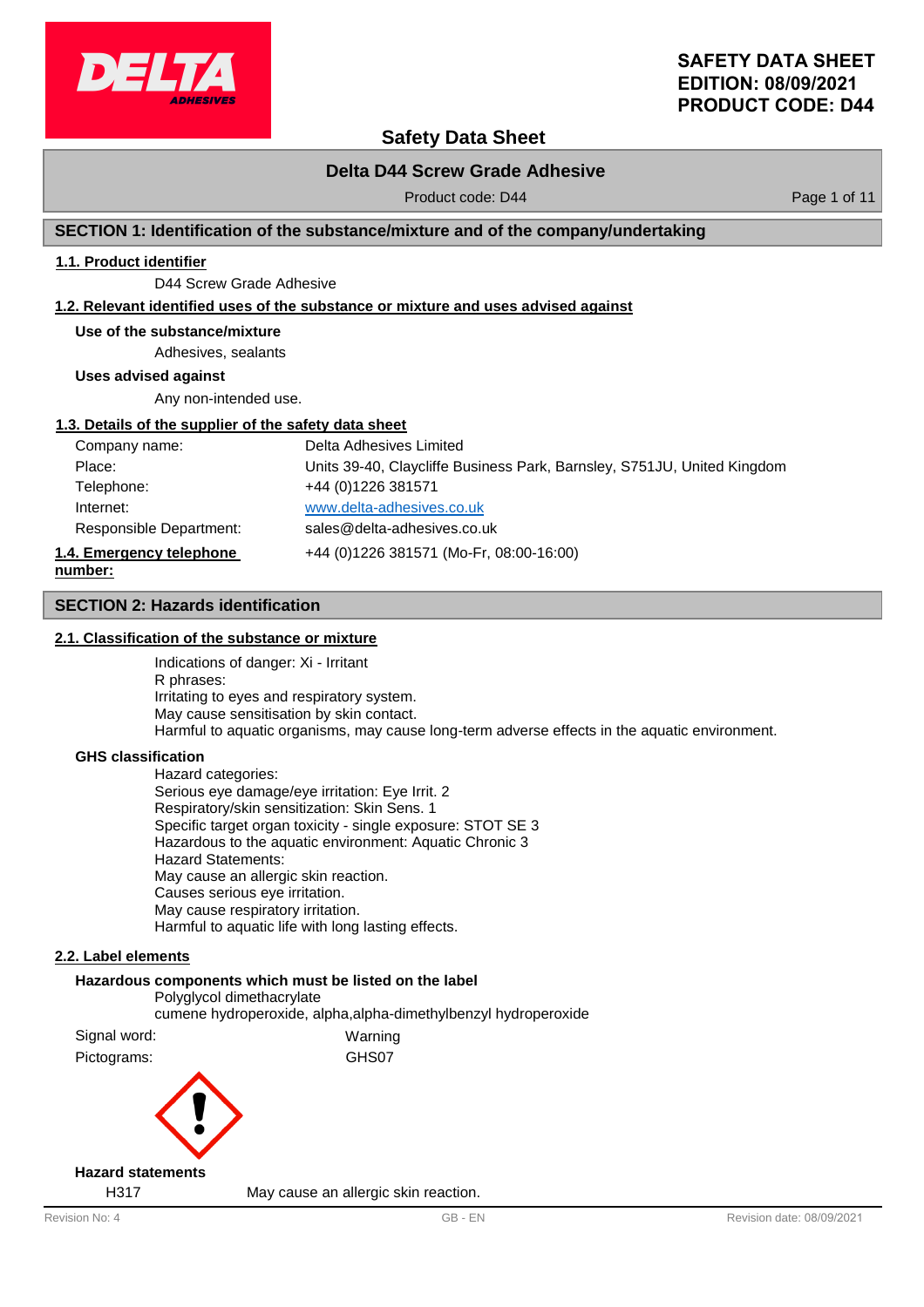# Safety Data Sheet

## Delta D44 Screw Grade Adhesive

Product code: D44

## SECTION 1: Identification of the substance/mixture and of the company/undertaking

### 1.1. Product identifier

D44 Screw Grade Adhesive

### 1.2. Relevant identified uses of the substance or mixture and uses advised against

**Use of the substance/mixture**

Adhesives, sealants

**Uses advised against**

Any non-intended use.

### 1.3. Details of the supplier of the safety data sheet

| | |
|---|---|
| Company name: | Delta Adhesives Limited |
| Place: | Units 39-40, Claycliffe Business Park, Barnsley, S751JU, United Kingdom |
| Telephone: | +44 (0)1226 381571 |
| Internet: | www.delta-adhesives.co.uk |
| Responsible Department: | sales@delta-adhesives.co.uk |

### 1.4. Emergency telephone number:

+44 (0)1226 381571 (Mo-Fr, 08:00-16:00)

## SECTION 2: Hazards identification

### 2.1. Classification of the substance or mixture

Indications of danger: Xi - Irritant
R phrases:
Irritating to eyes and respiratory system.
May cause sensitisation by skin contact.
Harmful to aquatic organisms, may cause long-term adverse effects in the aquatic environment.

**GHS classification**

Hazard categories:
Serious eye damage/eye irritation: Eye Irrit. 2
Respiratory/skin sensitization: Skin Sens. 1
Specific target organ toxicity - single exposure: STOT SE 3
Hazardous to the aquatic environment: Aquatic Chronic 3
Hazard Statements:
May cause an allergic skin reaction.
Causes serious eye irritation.
May cause respiratory irritation.
Harmful to aquatic life with long lasting effects.

### 2.2. Label elements

**Hazardous components which must be listed on the label**

Polyglycol dimethacrylate
cumene hydroperoxide, alpha,alpha-dimethylbenzyl hydroperoxide

| | |
|---|---|
| Signal word: | Warning |
| Pictograms: | GHS07 |

**Hazard statements**

| | |
|---|---|
| H317 | May cause an allergic skin reaction. |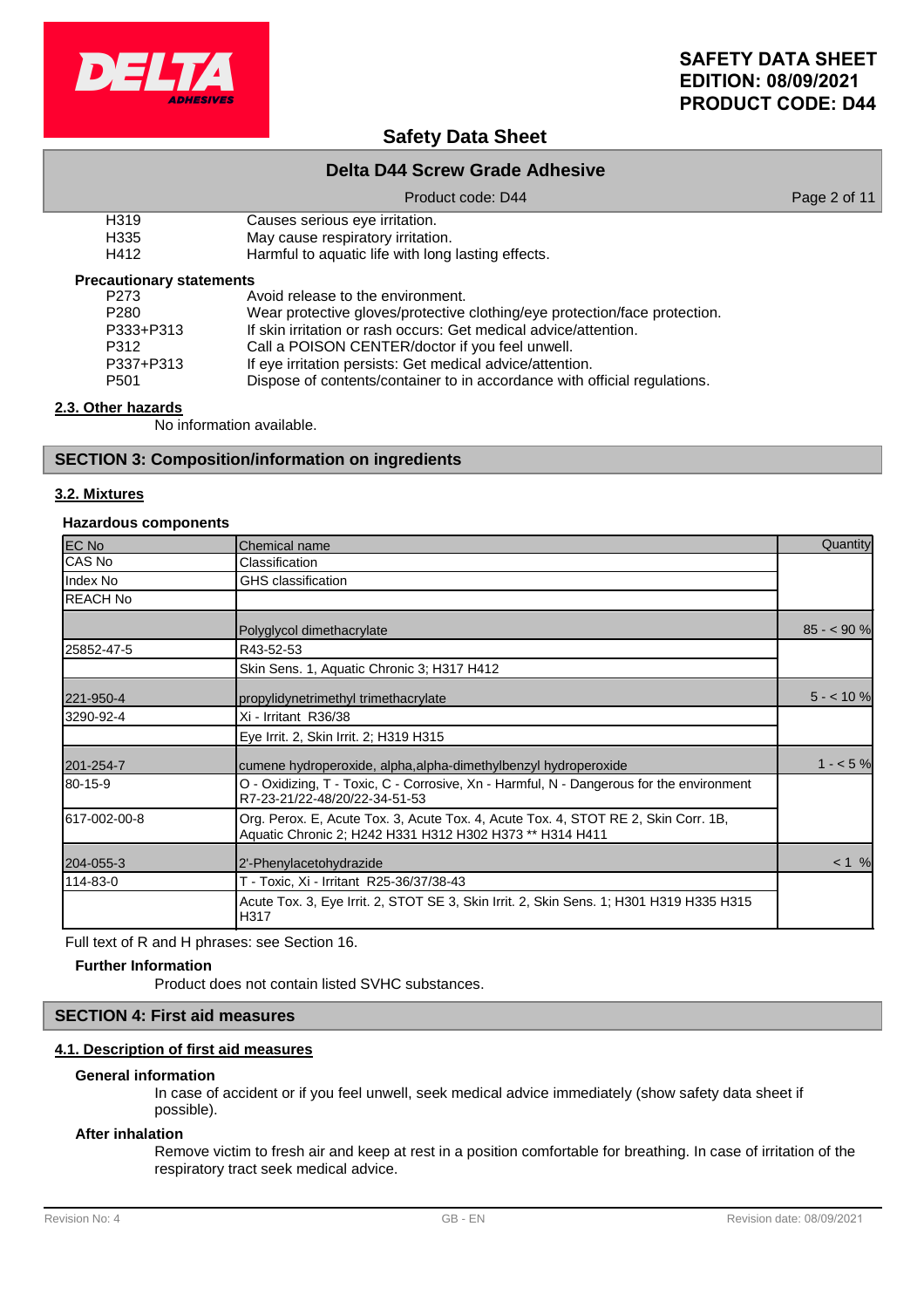| | |
|---|---|
| H319 | Causes serious eye irritation. |
| H335 | May cause respiratory irritation. |
| H412 | Harmful to aquatic life with long lasting effects. |

**Precautionary statements**

| | |
|---|---|
| P273 | Avoid release to the environment. |
| P280 | Wear protective gloves/protective clothing/eye protection/face protection. |
| P333+P313 | If skin irritation or rash occurs: Get medical advice/attention. |
| P312 | Call a POISON CENTER/doctor if you feel unwell. |
| P337+P313 | If eye irritation persists: Get medical advice/attention. |
| P501 | Dispose of contents/container to in accordance with official regulations. |

### 2.3. Other hazards

No information available.

## SECTION 3: Composition/information on ingredients

### 3.2. Mixtures

**Hazardous components**

| EC No<br>CAS No<br>Index No<br>REACH No | Chemical name<br>Classification<br>GHS classification | Quantity |
|---|---|---|
| | Polyglycol dimethacrylate | 85 - < 90 % |
| 25852-47-5 | R43-52-53 | |
| | Skin Sens. 1, Aquatic Chronic 3; H317 H412 | |
| 221-950-4 | propylidynetrimethyl trimethacrylate | 5 - < 10 % |
| 3290-92-4 | Xi - Irritant R36/38 | |
| | Eye Irrit. 2, Skin Irrit. 2; H319 H315 | |
| 201-254-7 | cumene hydroperoxide, alpha,alpha-dimethylbenzyl hydroperoxide | 1 - < 5 % |
| 80-15-9 | O - Oxidizing, T - Toxic, C - Corrosive, Xn - Harmful, N - Dangerous for the environment R7-23-21/22-48/20/22-34-51-53 | |
| 617-002-00-8 | Org. Perox. E, Acute Tox. 3, Acute Tox. 4, Acute Tox. 4, STOT RE 2, Skin Corr. 1B, Aquatic Chronic 2; H242 H331 H312 H302 H373 ** H314 H411 | |
| 204-055-3 | 2'-Phenylacetohydrazide | < 1 % |
| 114-83-0 | T - Toxic, Xi - Irritant R25-36/37/38-43 | |
| | Acute Tox. 3, Eye Irrit. 2, STOT SE 3, Skin Irrit. 2, Skin Sens. 1; H301 H319 H335 H315 H317 | |

Full text of R and H phrases: see Section 16.

**Further Information**

Product does not contain listed SVHC substances.

## SECTION 4: First aid measures

### 4.1. Description of first aid measures

**General information**

In case of accident or if you feel unwell, seek medical advice immediately (show safety data sheet if possible).

**After inhalation**

Remove victim to fresh air and keep at rest in a position comfortable for breathing. In case of irritation of the respiratory tract seek medical advice.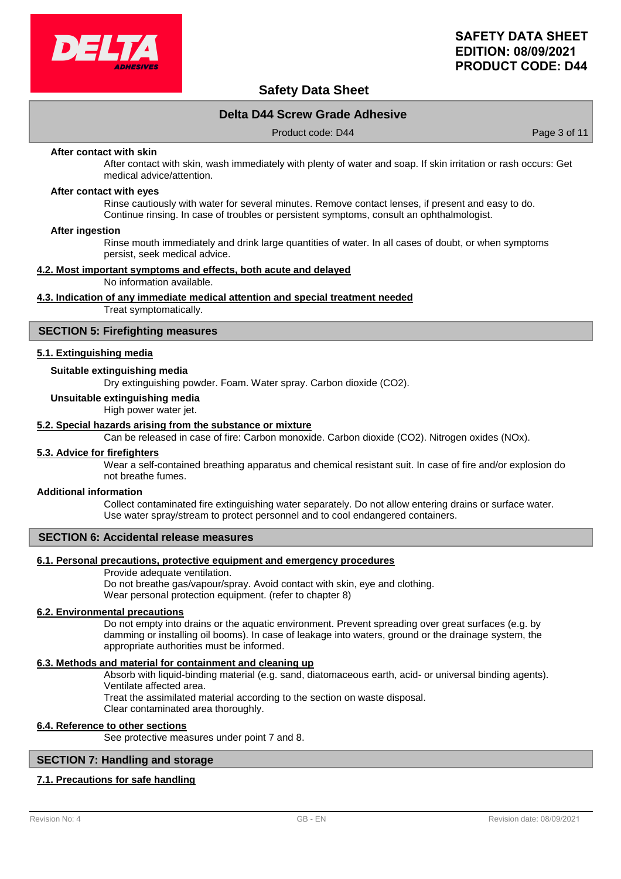**After contact with skin**

After contact with skin, wash immediately with plenty of water and soap. If skin irritation or rash occurs: Get medical advice/attention.

**After contact with eyes**

Rinse cautiously with water for several minutes. Remove contact lenses, if present and easy to do. Continue rinsing. In case of troubles or persistent symptoms, consult an ophthalmologist.

**After ingestion**

Rinse mouth immediately and drink large quantities of water. In all cases of doubt, or when symptoms persist, seek medical advice.

### 4.2. Most important symptoms and effects, both acute and delayed

No information available.

### 4.3. Indication of any immediate medical attention and special treatment needed

Treat symptomatically.

## SECTION 5: Firefighting measures

### 5.1. Extinguishing media

**Suitable extinguishing media**

Dry extinguishing powder. Foam. Water spray. Carbon dioxide ($CO_2$).

**Unsuitable extinguishing media**

High power water jet.

### 5.2. Special hazards arising from the substance or mixture

Can be released in case of fire: Carbon monoxide. Carbon dioxide ($CO_2$). Nitrogen oxides ($NO_x$).

### 5.3. Advice for firefighters

Wear a self-contained breathing apparatus and chemical resistant suit. In case of fire and/or explosion do not breathe fumes.

**Additional information**

Collect contaminated fire extinguishing water separately. Do not allow entering drains or surface water. Use water spray/stream to protect personnel and to cool endangered containers.

## SECTION 6: Accidental release measures

### 6.1. Personal precautions, protective equipment and emergency procedures

Provide adequate ventilation.
Do not breathe gas/vapour/spray. Avoid contact with skin, eye and clothing.
Wear personal protection equipment. (refer to chapter 8)

### 6.2. Environmental precautions

Do not empty into drains or the aquatic environment. Prevent spreading over great surfaces (e.g. by damming or installing oil booms). In case of leakage into waters, ground or the drainage system, the appropriate authorities must be informed.

### 6.3. Methods and material for containment and cleaning up

Absorb with liquid-binding material (e.g. sand, diatomaceous earth, acid- or universal binding agents).
Ventilate affected area.
Treat the assimilated material according to the section on waste disposal.
Clear contaminated area thoroughly.

### 6.4. Reference to other sections

See protective measures under point 7 and 8.

## SECTION 7: Handling and storage

### 7.1. Precautions for safe handling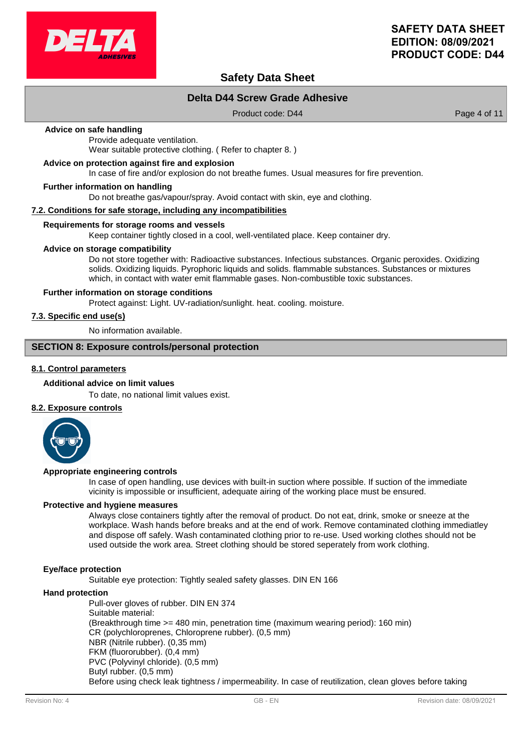**Advice on safe handling**

Provide adequate ventilation.
Wear suitable protective clothing. ( Refer to chapter 8. )

**Advice on protection against fire and explosion**

In case of fire and/or explosion do not breathe fumes. Usual measures for fire prevention.

**Further information on handling**

Do not breathe gas/vapour/spray. Avoid contact with skin, eye and clothing.

## 7.2. Conditions for safe storage, including any incompatibilities

**Requirements for storage rooms and vessels**

Keep container tightly closed in a cool, well-ventilated place. Keep container dry.

**Advice on storage compatibility**

Do not store together with: Radioactive substances. Infectious substances. Organic peroxides. Oxidizing solids. Oxidizing liquids. Pyrophoric liquids and solids. flammable substances. Substances or mixtures which, in contact with water emit flammable gases. Non-combustible toxic substances.

**Further information on storage conditions**

Protect against: Light. UV-radiation/sunlight. heat. cooling. moisture.

## 7.3. Specific end use(s)

No information available.

# SECTION 8: Exposure controls/personal protection

## 8.1. Control parameters

**Additional advice on limit values**

To date, no national limit values exist.

## 8.2. Exposure controls

**Appropriate engineering controls**

In case of open handling, use devices with built-in suction where possible. If suction of the immediate vicinity is impossible or insufficient, adequate airing of the working place must be ensured.

**Protective and hygiene measures**

Always close containers tightly after the removal of product. Do not eat, drink, smoke or sneeze at the workplace. Wash hands before breaks and at the end of work. Remove contaminated clothing immediatley and dispose off safely. Wash contaminated clothing prior to re-use. Used working clothes should not be used outside the work area. Street clothing should be stored seperately from work clothing.

**Eye/face protection**

Suitable eye protection: Tightly sealed safety glasses. DIN EN 166

**Hand protection**

Pull-over gloves of rubber. DIN EN 374
Suitable material:
(Breakthrough time >= 480 min, penetration time (maximum wearing period): 160 min)
CR (polychloroprenes, Chloroprene rubber). (0,5 mm)
NBR (Nitrile rubber). (0,35 mm)
FKM (fluororubber). (0,4 mm)
PVC (Polyvinyl chloride). (0,5 mm)
Butyl rubber. (0,5 mm)
Before using check leak tightness / impermeability. In case of reutilization, clean gloves before taking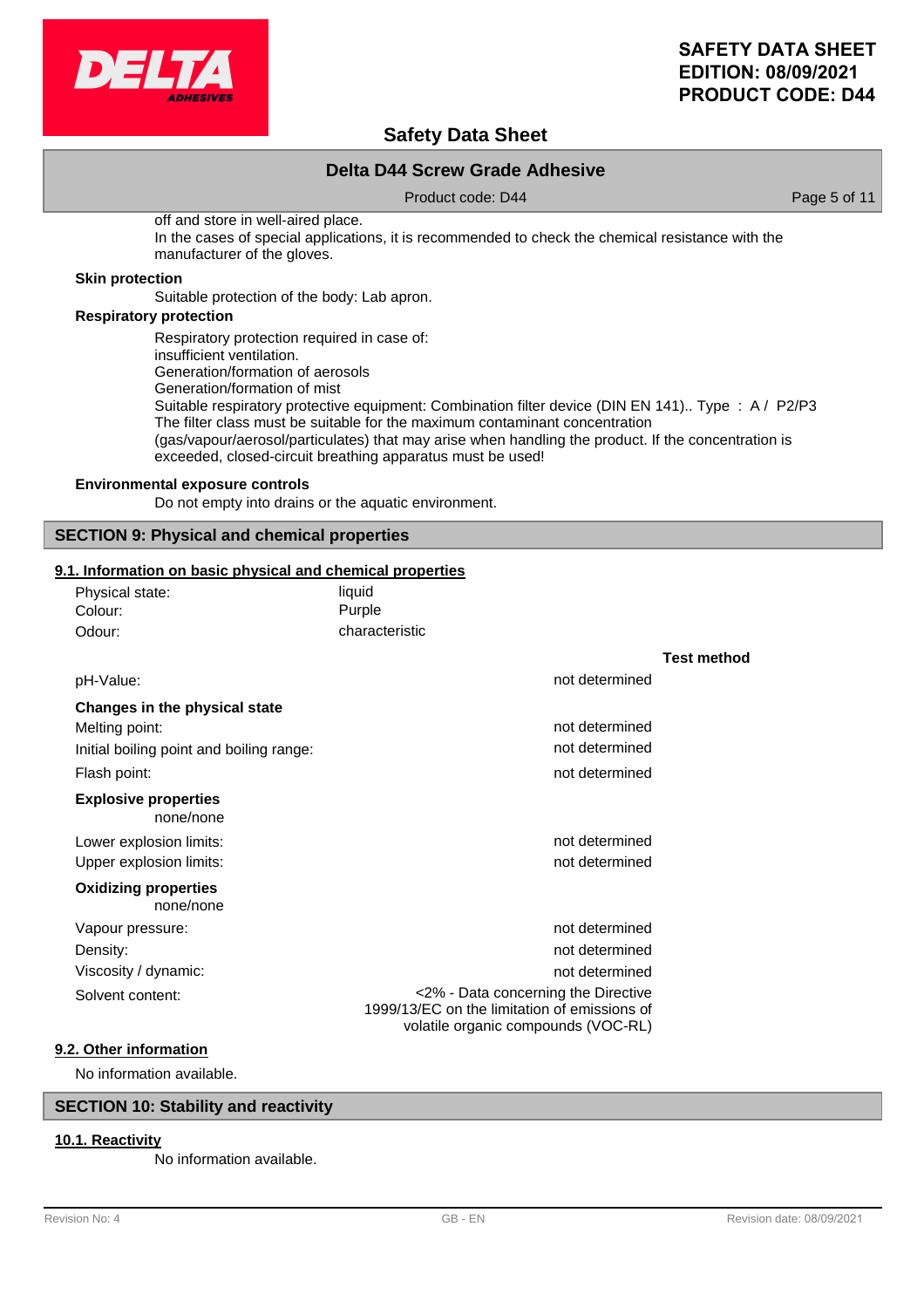off and store in well-aired place.
In the cases of special applications, it is recommended to check the chemical resistance with the manufacturer of the gloves.

**Skin protection**

Suitable protection of the body: Lab apron.

**Respiratory protection**

Respiratory protection required in case of:
insufficient ventilation.
Generation/formation of aerosols
Generation/formation of mist
Suitable respiratory protective equipment: Combination filter device (DIN EN 141).. Type : A / P2/P3
The filter class must be suitable for the maximum contaminant concentration (gas/vapour/aerosol/particulates) that may arise when handling the product. If the concentration is exceeded, closed-circuit breathing apparatus must be used!

**Environmental exposure controls**

Do not empty into drains or the aquatic environment.

## SECTION 9: Physical and chemical properties

### 9.1. Information on basic physical and chemical properties

| | |
|---|---|
| Physical state: | liquid |
| Colour: | Purple |
| Odour: | characteristic |

| | | Test method |
|---|---|---|
| pH-Value: | not determined | |
| **Changes in the physical state** | | |
| Melting point: | not determined | |
| Initial boiling point and boiling range: | not determined | |
| Flash point: | not determined | |
| **Explosive properties** | | |
| none/none | | |
| Lower explosion limits: | not determined | |
| Upper explosion limits: | not determined | |
| **Oxidizing properties** | | |
| none/none | | |
| Vapour pressure: | not determined | |
| Density: | not determined | |
| Viscosity / dynamic: | not determined | |
| Solvent content: | <2% - Data concerning the Directive 1999/13/EC on the limitation of emissions of volatile organic compounds (VOC-RL) | |

### 9.2. Other information

No information available.

## SECTION 10: Stability and reactivity

### 10.1. Reactivity

No information available.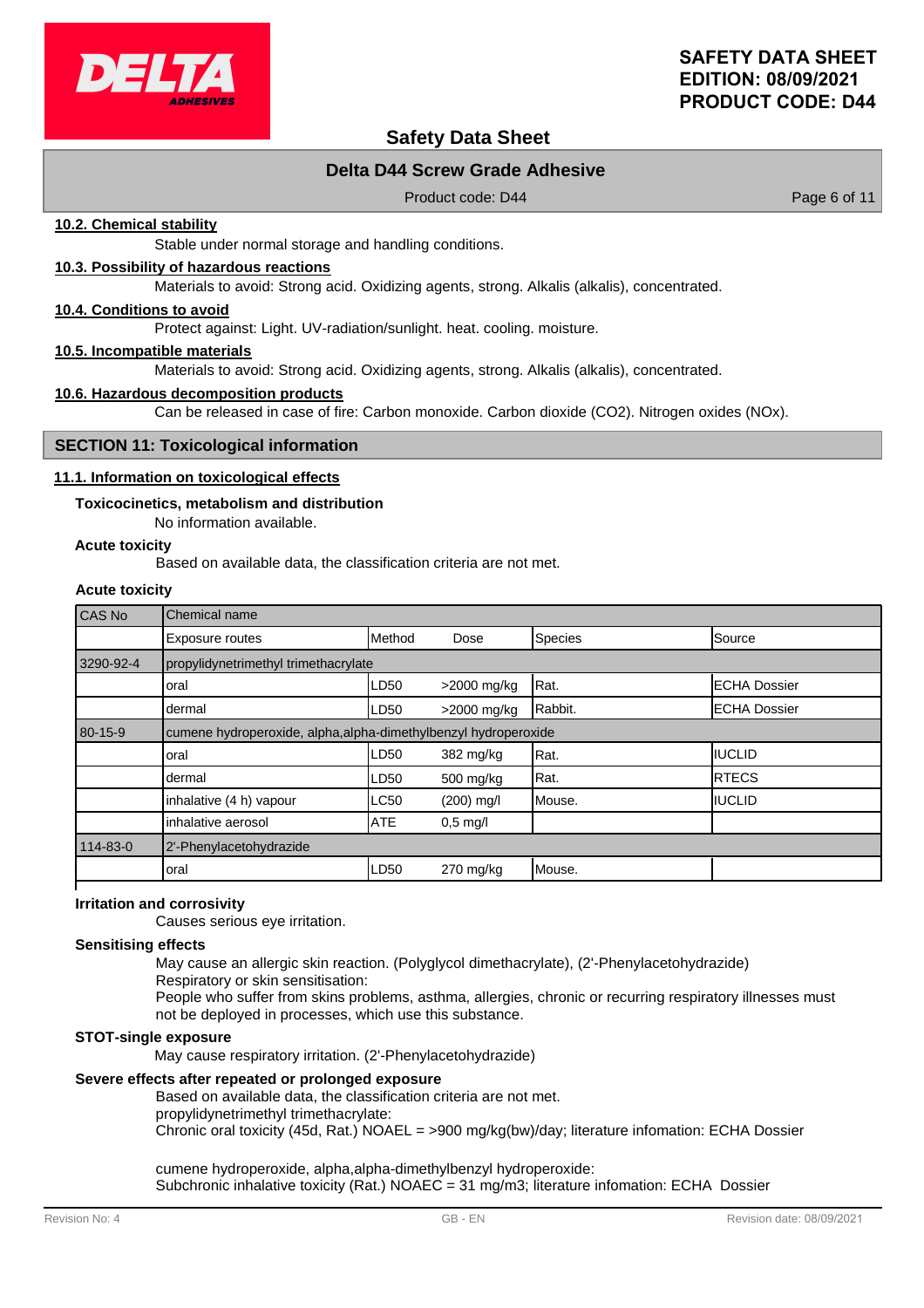### 10.2. Chemical stability

Stable under normal storage and handling conditions.

### 10.3. Possibility of hazardous reactions

Materials to avoid: Strong acid. Oxidizing agents, strong. Alkalis (alkalis), concentrated.

### 10.4. Conditions to avoid

Protect against: Light. UV-radiation/sunlight. heat. cooling. moisture.

### 10.5. Incompatible materials

Materials to avoid: Strong acid. Oxidizing agents, strong. Alkalis (alkalis), concentrated.

### 10.6. Hazardous decomposition products

Can be released in case of fire: Carbon monoxide. Carbon dioxide ($CO_2$). Nitrogen oxides ($NO_x$).

## SECTION 11: Toxicological information

### 11.1. Information on toxicological effects

**Toxicocinetics, metabolism and distribution**

No information available.

**Acute toxicity**

Based on available data, the classification criteria are not met.

**Acute toxicity**

| CAS No | Chemical name | | | | |
|---|---|---|---|---|---|
| | Exposure routes | Method | Dose | Species | Source |
| 3290-92-4 | propylidynetrimethyl trimethacrylate | | | | |
| | oral | LD50 | >2000 mg/kg | Rat. | ECHA Dossier |
| | dermal | LD50 | >2000 mg/kg | Rabbit. | ECHA Dossier |
| 80-15-9 | cumene hydroperoxide, alpha,alpha-dimethylbenzyl hydroperoxide | | | | |
| | oral | LD50 | 382 mg/kg | Rat. | IUCLID |
| | dermal | LD50 | 500 mg/kg | Rat. | RTECS |
| | inhalative (4 h) vapour | LC50 | (200) mg/l | Mouse. | IUCLID |
| | inhalative aerosol | ATE | 0,5 mg/l | | |
| 114-83-0 | 2'-Phenylacetohydrazide | | | | |
| | oral | LD50 | 270 mg/kg | Mouse. | |

**Irritation and corrosivity**

Causes serious eye irritation.

**Sensitising effects**

May cause an allergic skin reaction. (Polyglycol dimethacrylate), (2'-Phenylacetohydrazide)
Respiratory or skin sensitisation:
People who suffer from skins problems, asthma, allergies, chronic or recurring respiratory illnesses must not be deployed in processes, which use this substance.

**STOT-single exposure**

May cause respiratory irritation. (2'-Phenylacetohydrazide)

**Severe effects after repeated or prolonged exposure**

Based on available data, the classification criteria are not met.
propylidynetrimethyl trimethacrylate:
Chronic oral toxicity (45d, Rat.) NOAEL = >900 mg/kg(bw)/day; literature infomation: ECHA Dossier

cumene hydroperoxide, alpha,alpha-dimethylbenzyl hydroperoxide:
Subchronic inhalative toxicity (Rat.) NOAEC = 31 mg/m3; literature infomation: ECHA Dossier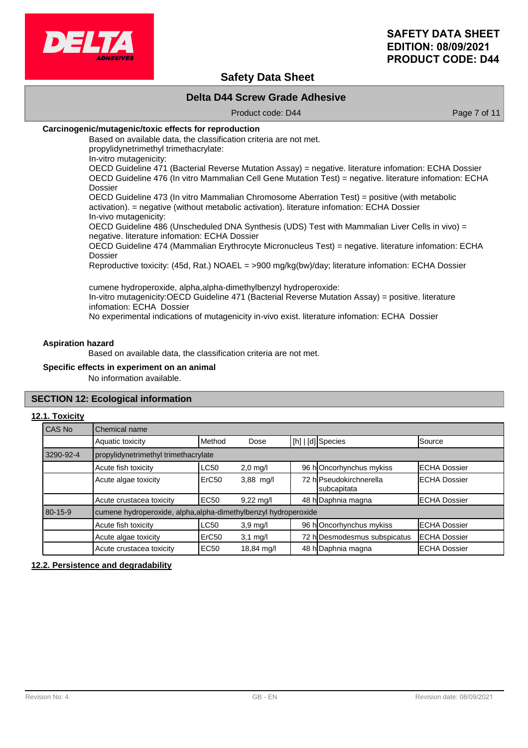**Carcinogenic/mutagenic/toxic effects for reproduction**

Based on available data, the classification criteria are not met.
propylidynetrimethyl trimethacrylate:
In-vitro mutagenicity:
OECD Guideline 471 (Bacterial Reverse Mutation Assay) = negative. literature infomation: ECHA Dossier
OECD Guideline 476 (In vitro Mammalian Cell Gene Mutation Test) = negative. literature infomation: ECHA Dossier
OECD Guideline 473 (In vitro Mammalian Chromosome Aberration Test) = positive (with metabolic activation). = negative (without metabolic activation). literature infomation: ECHA Dossier
In-vivo mutagenicity:
OECD Guideline 486 (Unscheduled DNA Synthesis (UDS) Test with Mammalian Liver Cells in vivo) = negative. literature infomation: ECHA Dossier
OECD Guideline 474 (Mammalian Erythrocyte Micronucleus Test) = negative. literature infomation: ECHA Dossier
Reproductive toxicity: (45d, Rat.) NOAEL = >900 mg/kg(bw)/day; literature infomation: ECHA Dossier

cumene hydroperoxide, alpha,alpha-dimethylbenzyl hydroperoxide:
In-vitro mutagenicity:OECD Guideline 471 (Bacterial Reverse Mutation Assay) = positive. literature infomation: ECHA Dossier
No experimental indications of mutagenicity in-vivo exist. literature infomation: ECHA Dossier

**Aspiration hazard**

Based on available data, the classification criteria are not met.

**Specific effects in experiment on an animal**

No information available.

## SECTION 12: Ecological information

### 12.1. Toxicity

| CAS No | Chemical name | | | | | |
|---|---|---|---|---|---|---|
| | Aquatic toxicity | Method | Dose | [h] \| [d] | Species | Source |
| 3290-92-4 | propylidynetrimethyl trimethacrylate | | | | | |
| | Acute fish toxicity | LC50 | 2,0 mg/l | 96 h | Oncorhynchus mykiss | ECHA Dossier |
| | Acute algae toxicity | ErC50 | 3,88 mg/l | 72 h | Pseudokirchnerella subcapitata | ECHA Dossier |
| | Acute crustacea toxicity | EC50 | 9,22 mg/l | 48 h | Daphnia magna | ECHA Dossier |
| 80-15-9 | cumene hydroperoxide, alpha,alpha-dimethylbenzyl hydroperoxide | | | | | |
| | Acute fish toxicity | LC50 | 3,9 mg/l | 96 h | Oncorhynchus mykiss | ECHA Dossier |
| | Acute algae toxicity | ErC50 | 3,1 mg/l | 72 h | Desmodesmus subspicatus | ECHA Dossier |
| | Acute crustacea toxicity | EC50 | 18,84 mg/l | 48 h | Daphnia magna | ECHA Dossier |

### 12.2. Persistence and degradability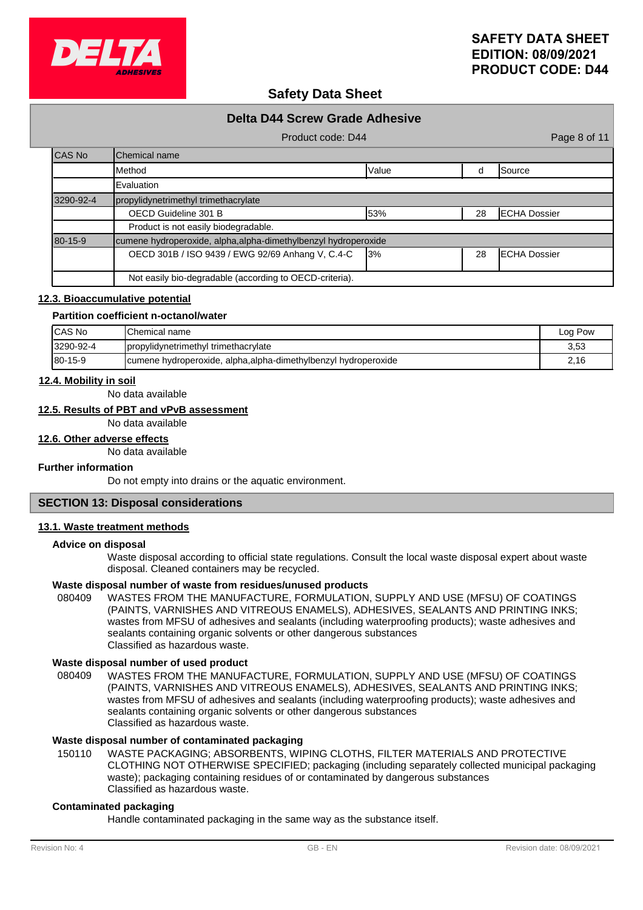| CAS No | Chemical name | | | |
|---|---|---|---|---|
| | Method | Value | d | Source |
| | Evaluation | | | |
| 3290-92-4 | propylidynetrimethyl trimethacrylate | | | |
| | OECD Guideline 301 B | 53% | 28 | ECHA Dossier |
| | Product is not easily biodegradable. | | | |
| 80-15-9 | cumene hydroperoxide, alpha,alpha-dimethylbenzyl hydroperoxide | | | |
| | OECD 301B / ISO 9439 / EWG 92/69 Anhang V, C.4-C | 3% | 28 | ECHA Dossier |
| | Not easily bio-degradable (according to OECD-criteria). | | | |

### 12.3. Bioaccumulative potential

**Partition coefficient n-octanol/water**

| CAS No | Chemical name | Log Pow |
|---|---|---|
| 3290-92-4 | propylidynetrimethyl trimethacrylate | 3,53 |
| 80-15-9 | cumene hydroperoxide, alpha,alpha-dimethylbenzyl hydroperoxide | 2,16 |

### 12.4. Mobility in soil

No data available

### 12.5. Results of PBT and vPvB assessment

No data available

### 12.6. Other adverse effects

No data available

**Further information**

Do not empty into drains or the aquatic environment.

## SECTION 13: Disposal considerations

### 13.1. Waste treatment methods

**Advice on disposal**

Waste disposal according to official state regulations. Consult the local waste disposal expert about waste disposal. Cleaned containers may be recycled.

**Waste disposal number of waste from residues/unused products**

080409 WASTES FROM THE MANUFACTURE, FORMULATION, SUPPLY AND USE (MFSU) OF COATINGS (PAINTS, VARNISHES AND VITREOUS ENAMELS), ADHESIVES, SEALANTS AND PRINTING INKS; wastes from MFSU of adhesives and sealants (including waterproofing products); waste adhesives and sealants containing organic solvents or other dangerous substances
Classified as hazardous waste.

**Waste disposal number of used product**

080409 WASTES FROM THE MANUFACTURE, FORMULATION, SUPPLY AND USE (MFSU) OF COATINGS (PAINTS, VARNISHES AND VITREOUS ENAMELS), ADHESIVES, SEALANTS AND PRINTING INKS; wastes from MFSU of adhesives and sealants (including waterproofing products); waste adhesives and sealants containing organic solvents or other dangerous substances
Classified as hazardous waste.

**Waste disposal number of contaminated packaging**

150110 WASTE PACKAGING; ABSORBENTS, WIPING CLOTHS, FILTER MATERIALS AND PROTECTIVE CLOTHING NOT OTHERWISE SPECIFIED; packaging (including separately collected municipal packaging waste); packaging containing residues of or contaminated by dangerous substances
Classified as hazardous waste.

**Contaminated packaging**

Handle contaminated packaging in the same way as the substance itself.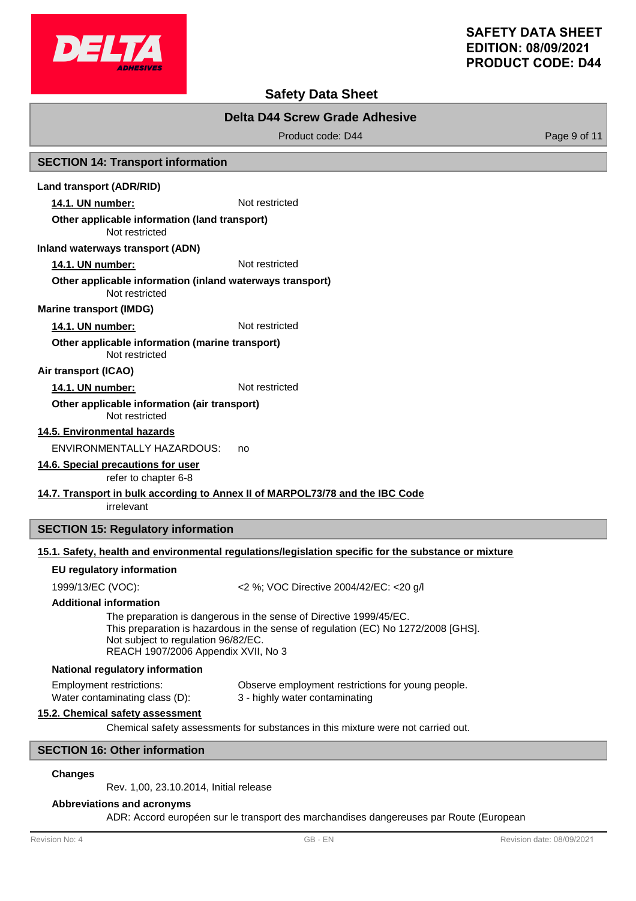## SECTION 14: Transport information

**Land transport (ADR/RID)**

**14.1. UN number:** Not restricted

**Other applicable information (land transport)**

Not restricted

**Inland waterways transport (ADN)**

**14.1. UN number:** Not restricted

**Other applicable information (inland waterways transport)**

Not restricted

**Marine transport (IMDG)**

**14.1. UN number:** Not restricted

**Other applicable information (marine transport)**

Not restricted

**Air transport (ICAO)**

**14.1. UN number:** Not restricted

**Other applicable information (air transport)**

Not restricted

**14.5. Environmental hazards**

ENVIRONMENTALLY HAZARDOUS: no

**14.6. Special precautions for user**

refer to chapter 6-8

**14.7. Transport in bulk according to Annex II of MARPOL73/78 and the IBC Code**

irrelevant

## SECTION 15: Regulatory information

**15.1. Safety, health and environmental regulations/legislation specific for the substance or mixture**

**EU regulatory information**

1999/13/EC (VOC): <2 %; VOC Directive 2004/42/EC: <20 g/l

**Additional information**

The preparation is dangerous in the sense of Directive 1999/45/EC.
This preparation is hazardous in the sense of regulation (EC) No 1272/2008 [GHS].
Not subject to regulation 96/82/EC.
REACH 1907/2006 Appendix XVII, No 3

**National regulatory information**

Employment restrictions: Observe employment restrictions for young people.
Water contaminating class (D): 3 - highly water contaminating

**15.2. Chemical safety assessment**

Chemical safety assessments for substances in this mixture were not carried out.

## SECTION 16: Other information

**Changes**

Rev. 1,00, 23.10.2014, Initial release

**Abbreviations and acronyms**

ADR: Accord européen sur le transport des marchandises dangereuses par Route (European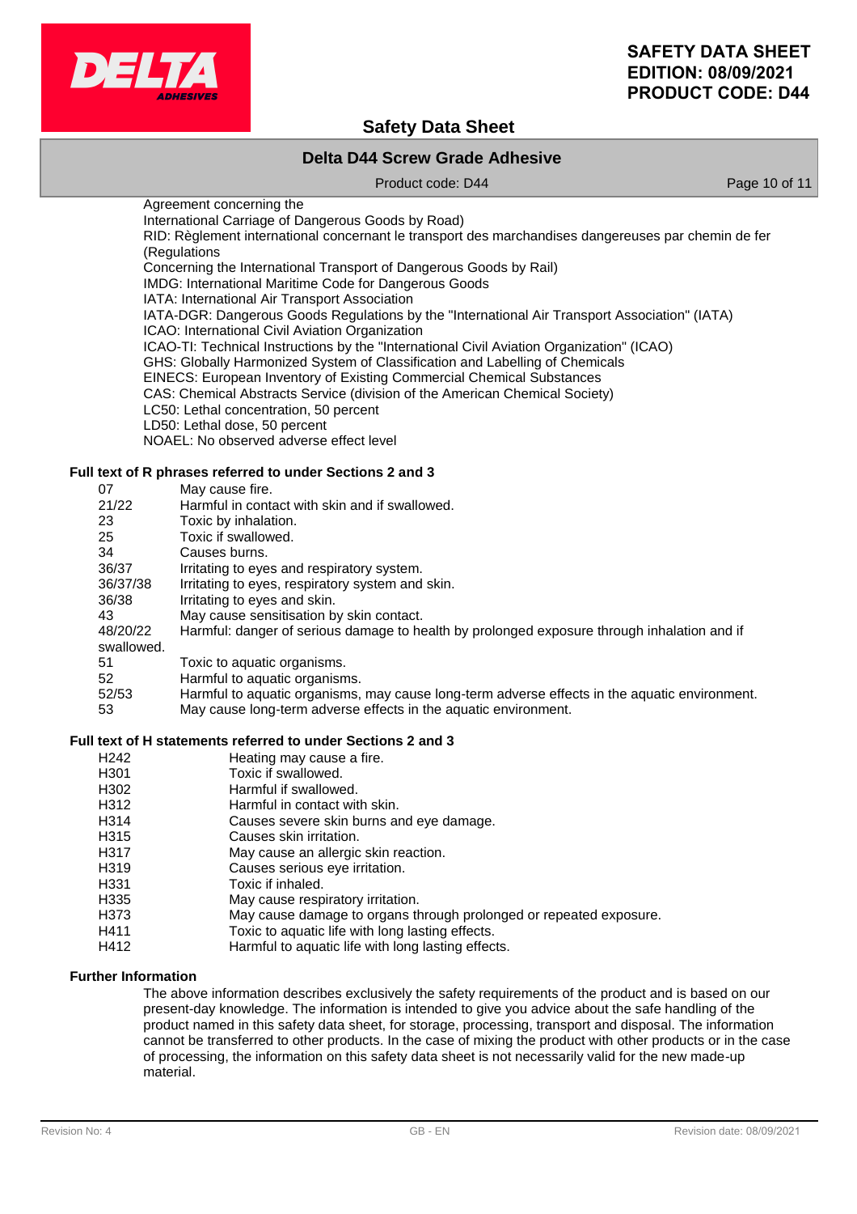Agreement concerning the
International Carriage of Dangerous Goods by Road)
RID: Règlement international concernant le transport des marchandises dangereuses par chemin de fer (Regulations
Concerning the International Transport of Dangerous Goods by Rail)
IMDG: International Maritime Code for Dangerous Goods
IATA: International Air Transport Association
IATA-DGR: Dangerous Goods Regulations by the "International Air Transport Association" (IATA)
ICAO: International Civil Aviation Organization
ICAO-TI: Technical Instructions by the "International Civil Aviation Organization" (ICAO)
GHS: Globally Harmonized System of Classification and Labelling of Chemicals
EINECS: European Inventory of Existing Commercial Chemical Substances
CAS: Chemical Abstracts Service (division of the American Chemical Society)
LC50: Lethal concentration, 50 percent
LD50: Lethal dose, 50 percent
NOAEL: No observed adverse effect level

**Full text of R phrases referred to under Sections 2 and 3**

| | |
|---|---|
| 07 | May cause fire. |
| 21/22 | Harmful in contact with skin and if swallowed. |
| 23 | Toxic by inhalation. |
| 25 | Toxic if swallowed. |
| 34 | Causes burns. |
| 36/37 | Irritating to eyes and respiratory system. |
| 36/37/38 | Irritating to eyes, respiratory system and skin. |
| 36/38 | Irritating to eyes and skin. |
| 43 | May cause sensitisation by skin contact. |
| 48/20/22 | Harmful: danger of serious damage to health by prolonged exposure through inhalation and if swallowed. |
| 51 | Toxic to aquatic organisms. |
| 52 | Harmful to aquatic organisms. |
| 52/53 | Harmful to aquatic organisms, may cause long-term adverse effects in the aquatic environment. |
| 53 | May cause long-term adverse effects in the aquatic environment. |

**Full text of H statements referred to under Sections 2 and 3**

| | |
|---|---|
| H242 | Heating may cause a fire. |
| H301 | Toxic if swallowed. |
| H302 | Harmful if swallowed. |
| H312 | Harmful in contact with skin. |
| H314 | Causes severe skin burns and eye damage. |
| H315 | Causes skin irritation. |
| H317 | May cause an allergic skin reaction. |
| H319 | Causes serious eye irritation. |
| H331 | Toxic if inhaled. |
| H335 | May cause respiratory irritation. |
| H373 | May cause damage to organs through prolonged or repeated exposure. |
| H411 | Toxic to aquatic life with long lasting effects. |
| H412 | Harmful to aquatic life with long lasting effects. |

**Further Information**

The above information describes exclusively the safety requirements of the product and is based on our present-day knowledge. The information is intended to give you advice about the safe handling of the product named in this safety data sheet, for storage, processing, transport and disposal. The information cannot be transferred to other products. In the case of mixing the product with other products or in the case of processing, the information on this safety data sheet is not necessarily valid for the new made-up material.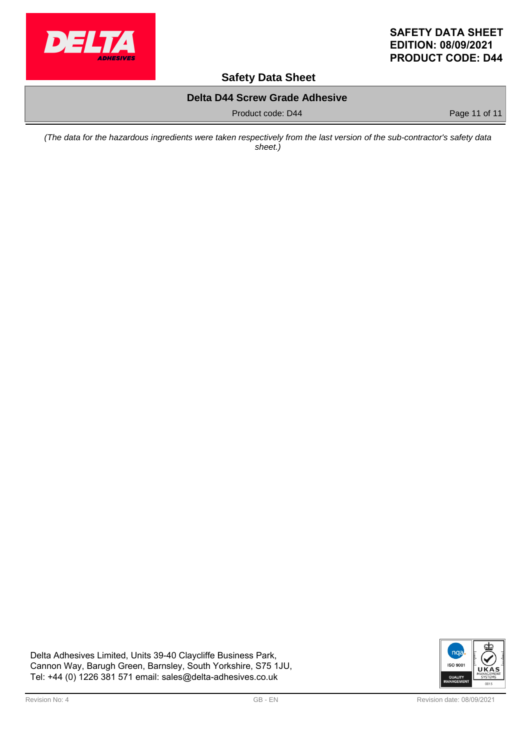*(The data for the hazardous ingredients were taken respectively from the last version of the sub-contractor's safety data sheet.)*